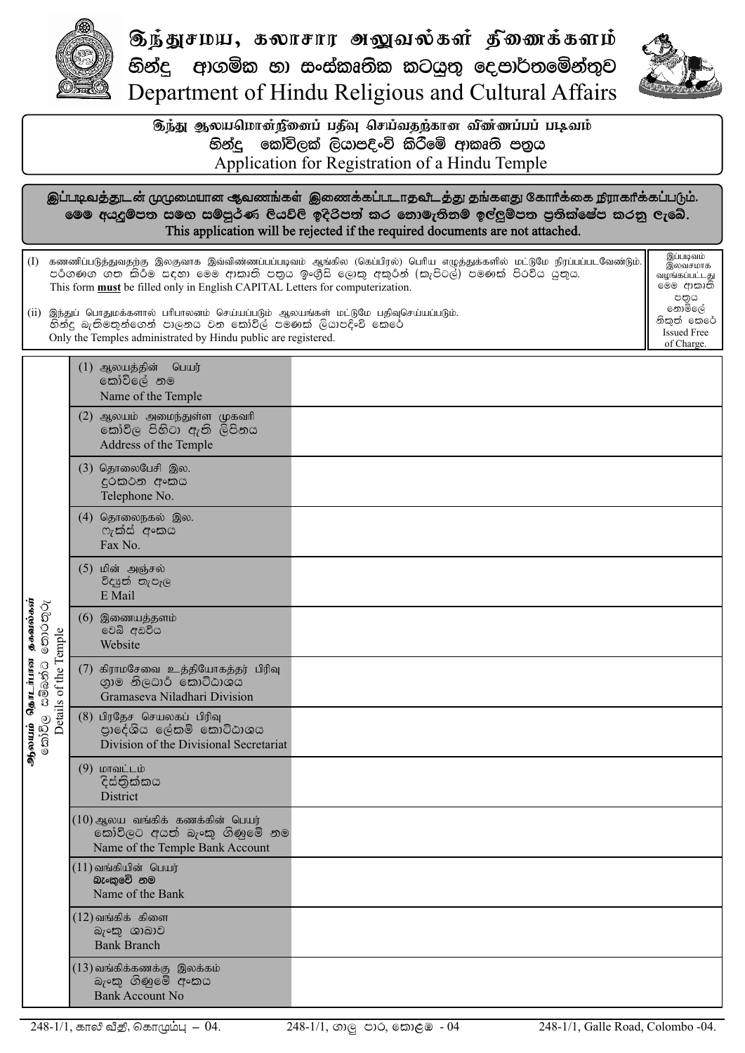# இந்துசமய, கலாசார அலுவல்கள் திணைக்களம்
# හින්දු ආගමික හා සංස්කෘතික කටයුතු දෙපාර්තමේන්තුව
# Department of Hindu Religious and Cultural Affairs

## இந்து ஆலயமொன்றினைப் பதிவு செய்வதற்கான விண்ணப்பப் படிவம்
## හින්දු කෝවිලක් ලියාපදිංචි කිරීමේ ආකෘති පත්‍රය
## Application for Registration of a Hindu Temple

**இப்படிவத்துடன் முழுமையான ஆவணங்கள் இணைக்கப்படாதவிடத்து தங்களது கோரிக்கை நிராகரிக்கப்படும்.**
**මෙම අයදුම්පත සමඟ සම්පූර්ණ ලියවිලි ඉදිරිපත් කර නොමැතිනම් ඉල්ලුම්පත ප්‍රතික්ෂේප කරනු ලැබේ.**
**This application will be rejected if the required documents are not attached.**

(I) கணணிப்படுத்துவதற்கு இலகுவாக இவ்விண்ணப்பப்படிவம் ஆங்கில (கெப்பிரல்) பெரிய எழுத்துக்களில் மட்டுமே நிரப்பப்படவேண்டும்.
පරිගණග ගත කිරීම සඳහා මෙම ආකෘති පත්‍රය ඉංග්‍රීසි ලොකු අකුරින් (කැපිටල්) පමණක් පිරවිය යුතුය.
This form **must** be filled only in English CAPITAL Letters for computerization.

(ii) இந்துப் பொதுமக்களால் பரிபாலனம் செய்யப்படும் ஆலயங்கள் மட்டுமே பதிவுசெய்யப்படும்.
හින්දු බැතිමතුන්ගෙන් පාලනය වන කෝවිල් පමණක් ලියාපදිංචි කෙරේ
Only the Temples administrated by Hindu public are registered.

இப்படிவம் இலவசமாக வழங்கப்பட்டது
මෙම ආකෘති පත්‍රය නොමිලේ නිකුත් කෙරේ
Issued Free of Charge.

**ஆலயம் தொடர்பான தகவல்கள் / කෝවිල සම්බන්ධ තොරතුරු / Details of the Temple**

| Field | |
|---|---|
| (1) ஆலயத்தின் பெயர் / කෝවිලේ නම / Name of the Temple | |
| (2) ஆலயம் அமைந்துள்ள முகவரி / කෝවිල පිහිටා ඇති ලිපිනය / Address of the Temple | |
| (3) தொலைபேசி இல. / දුරකථන අංකය / Telephone No. | |
| (4) தொலைநகல் இல. / ෆැක්ස් අංකය / Fax No. | |
| (5) மின் அஞ்சல் / විද්‍යුත් තැපැල / E Mail | |
| (6) இணையத்தளம் / වෙබ් අඩවිය / Website | |
| (7) கிராமசேவை உத்தியோகத்தர் பிரிவு / ග්‍රාම නිලධාරී කොට්ඨාශය / Gramaseva Niladhari Division | |
| (8) பிரதேச செயலகப் பிரிவு / ප්‍රාදේශීය ලේකම් කොට්ඨාශය / Division of the Divisional Secretariat | |
| (9) மாவட்டம் / දිස්ත්‍රික්කය / District | |
| (10) ஆலய வங்கிக் கணக்கின் பெயர் / කෝවිලට අයත් බැංකු ගිණුමේ නම / Name of the Temple Bank Account | |
| (11) வங்கியின் பெயர் / බැංකුවේ නම / Name of the Bank | |
| (12) வங்கிக் கிளை / බැංකු ශාඛාව / Bank Branch | |
| (13) வங்கிக்கணக்கு இலக்கம் / බැංකු ගිණුමේ අංකය / Bank Account No | |

248-1/1, காலி வீதி, கொழும்பு – 04. 248-1/1, ගාලු පාර, කොළඹ - 04 248-1/1, Galle Road, Colombo -04.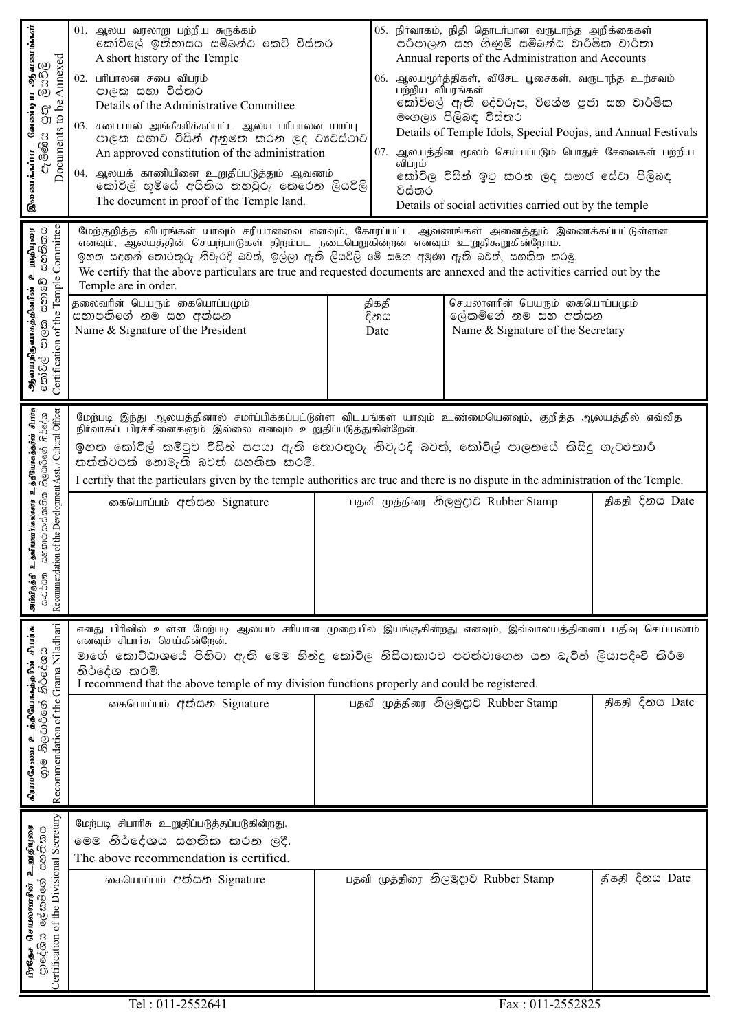## இணைக்கப்பட வேண்டிய ஆவணங்கள் / ඇමිණිය යුතු ලියවිලි / Documents to be Annexed

01. ஆலய வரலாறு பற்றிய சுருக்கம்
කෝවිලේ ඉතිහාසය සම්බන්ධ කෙටි විස්තර
A short history of the Temple

02. பரிபாலன சபை விபரம்
පාලක සභා විස්තර
Details of the Administrative Committee

03. சபையால் அங்கீகரிக்கப்பட்ட ஆலய பரிபாலன யாப்பு
පාලක සභාව විසින් අනුමත කරන ලද ව්‍යවස්ථාව
An approved constitution of the administration

04. ஆலயக் காணியினை உறுதிப்படுத்தும் ஆவணம்
කෝවිල් භූමියේ අයිතිය තහවුරු කෙරෙන ලියවිලි
The document in proof of the Temple land.

05. நிர்வாகம், நிதி தொடர்பான வருடாந்த அறிக்கைகள்
පරිපාලන සහ ගිණුම් සම්බන්ධ වාර්ෂික වාර්තා
Annual reports of the Administration and Accounts

06. ஆலயமூர்த்திகள், விசேட பூசைகள், வருடாந்த உற்சவம் பற்றிய விபரங்கள்
කෝවිලේ ඇති දේවරූප, විශේෂ පූජා සහ වාර්ෂික මංගල්‍ය පිළිබඳ විස්තර
Details of Temple Idols, Special Poojas, and Annual Festivals

07. ஆலயத்தின் மூலம் செய்யப்படும் பொதுச் சேவைகள் பற்றிய விபரம்
කෝවිල විසින් ඉටු කරන ලද සමාජ සේවා පිළිබඳ විස්තර
Details of social activities carried out by the temple

## ஆலயநிர்வாகத்தினரின் உறுதியுரை / කෝවිල් පාලක සභාවේ සහතිකය / Certification of the Temple Committee

மேற்குறித்த விபரங்கள் யாவும் சரியானவை எனவும், கோரப்பட்ட ஆவணங்கள் அனைத்தும் இணைக்கப்பட்டுள்ளன எனவும், ஆலயத்தின் செயற்பாடுகள் திறம்பட நடைபெறுகின்றன எனவும் உறுதிகூறுகின்றோம்.
ඉහත සඳහන් තොරතුරු නිවැරදි බවත්, ඉල්ලා ඇති ලියවිලි මේ සමග අමුණා ඇති බවත්, සහතික කරමු.
We certify that the above particulars are true and requested documents are annexed and the activities carried out by the Temple are in order.

| தலைவரின் பெயரும் கையொப்பமும் / සභාපතිගේ නම සහ අත්සන / Name & Signature of the President | திகதி / දිනය / Date | செயலாளரின் பெயரும் கையொப்பமும் / ලේකම්ගේ නම සහ අත්සන / Name & Signature of the Secretary |
|---|---|---|
| | | |

## அபிவிருத்தி உதவியாளர்/கலாசார உத்தியோகத்தரின் சிபார்சு / සංවර්ධන සහකාර/සංස්කෘතික නිලධාරීගේ නිර්දේශය / Recommendation of the Development Asst. / Cultural Officer

மேற்படி இந்து ஆலயத்தினால் சமர்ப்பிக்கப்பட்டுள்ள விடயங்கள் யாவும் உண்மையெனவும், குறித்த ஆலயத்தில் எவ்வித நிர்வாகப் பிரச்சினைகளும் இல்லை எனவும் உறுதிப்படுத்துகின்றேன்.
ඉහත කෝවිල් කමිටුව විසින් සපයා ඇති තොරතුරු නිවැරදි බවත්, කෝවිල් පාලනයේ කිසිදු ගැටළුකාරී තත්ත්වයක් නොමැති බවත් සහතික කරමි.
I certify that the particulars given by the temple authorities are true and there is no dispute in the administration of the Temple.

| கையொப்பம் අත්සන Signature | பதவி முத்திரை නිලමුද්‍රාව Rubber Stamp | திகதி දිනය Date |
|---|---|---|
| | | |

## கிராமசேவை உத்தியோகத்தரின் சிபார்சு / ග්‍රාම නිලධාරීගේ නිර්දේශය / Recommendation of the Grama Niladhari

எனது பிரிவில் உள்ள மேற்படி ஆலயம் சரியான முறையில் இயங்குகின்றது எனவும், இவ்வாலயத்தினைப் பதிவு செய்யலாம் எனவும் சிபார்சு செய்கின்றேன்.
මාගේ කොට්ඨාශයේ පිහිටා ඇති මෙම හින්දු කෝවිල නිසියාකාරව පවත්වාගෙන යන බැවින් ලියාපදිංචි කිරීම නිර්දේශ කරමි.
I recommend that the above temple of my division functions properly and could be registered.

| கையொப்பம் අත්සන Signature | பதவி முத்திரை නිලමුද්‍රාව Rubber Stamp | திகதி දිනය Date |
|---|---|---|
| | | |

## பிரதேச செயலாளரின் உறுதியுரை / ප්‍රාදේශීය ලේකම්ගේ සහතිකය / Certification of the Divisional Secretary

மேற்படி சிபாரிசு உறுதிப்படுத்தப்படுகின்றது.
මෙම නිර්දේශය සහතික කරන ලදී.
The above recommendation is certified.

| கையொப்பம் අත්සන Signature | பதவி முத்திரை නිලමුද්‍රාව Rubber Stamp | திகதி දිනය Date |
|---|---|---|
| | | |

Tel : 011-2552641 Fax : 011-2552825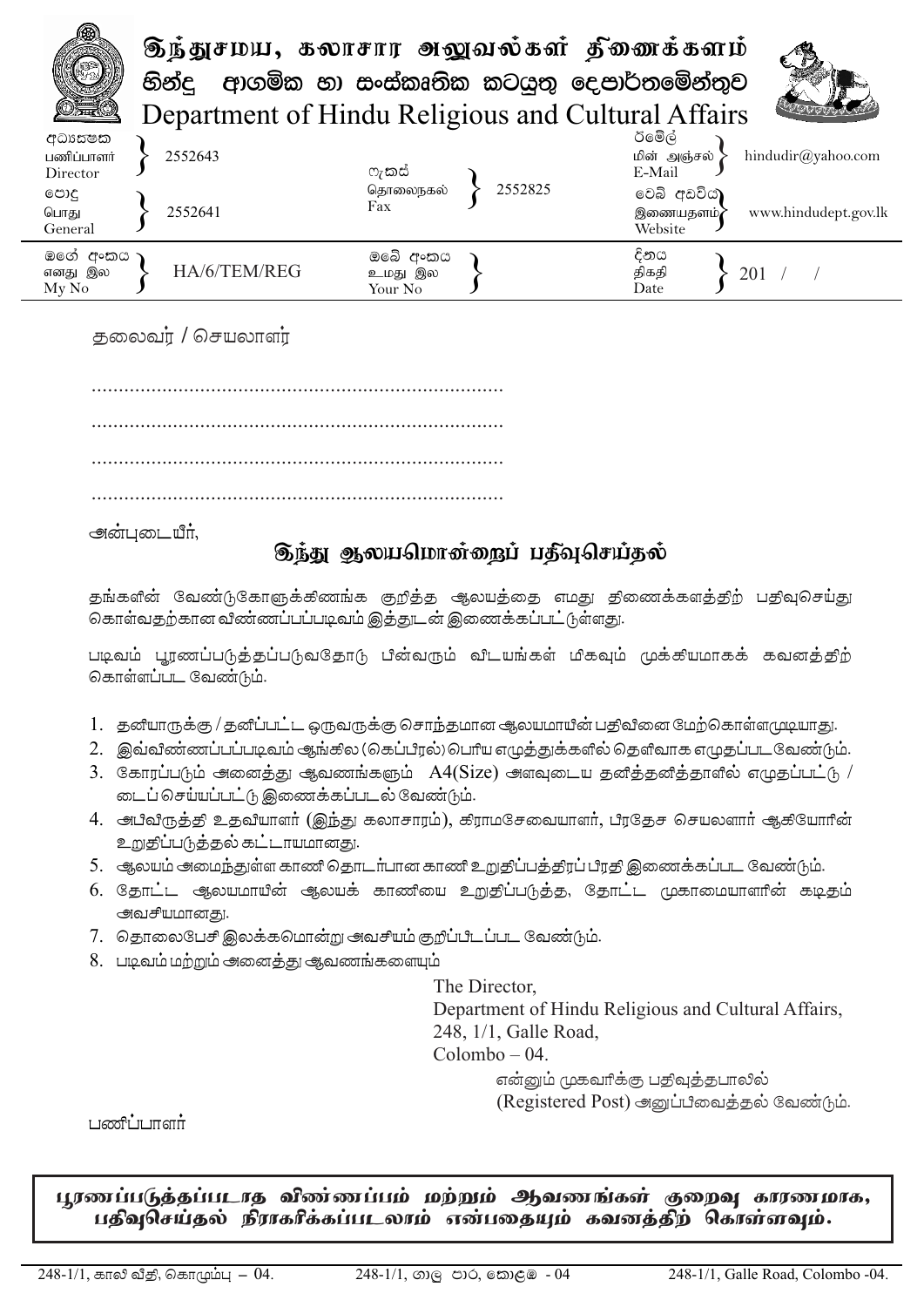# இந்துசமய, கலாசார அலுவல்கள் திணைக்களம்
# හින්දු ආගමික හා සංස්කෘතික කටයුතු දෙපාර්තමේන්තුව
# Department of Hindu Religious and Cultural Affairs

| | | | | | |
|---|---|---|---|---|---|
| අධ්‍යක්ෂක / பணிப்பாளர் / Director | 2552643 | ෆැක්ස් / தொலைநகல் / Fax | 2552825 | ඊමේල් / மின் அஞ்சல் / E-Mail | hindudir@yahoo.com |
| පොදු / பொது / General | 2552641 | | | වෙබ් අඩවිය / இணையதளம் / Website | www.hindudept.gov.lk |
| මගේ අංකය / எனது இல / My No | HA/6/TEM/REG | ඔබේ අංකය / உமது இல / Your No | | දිනය / திகதி / Date | 201 / / |

தலைவர் / செயலாளர்

............................................................................

............................................................................

............................................................................

............................................................................

அன்புடையீர்,

## இந்து ஆலயமொன்றைப் பதிவுசெய்தல்

தங்களின் வேண்டுகோளுக்கிணங்க குறித்த ஆலயத்தை எமது திணைக்களத்திற் பதிவுசெய்து கொள்வதற்கான விண்ணப்பப்படிவம் இத்துடன் இணைக்கப்பட்டுள்ளது.

படிவம் பூரணப்படுத்தப்படுவதோடு பின்வரும் விடயங்கள் மிகவும் முக்கியமாகக் கவனத்திற் கொள்ளப்பட வேண்டும்.

1. தனியாருக்கு / தனிப்பட்ட ஒருவருக்கு சொந்தமான ஆலயமாயின் பதிவினை மேற்கொள்ளமுடியாது.
2. இவ்விண்ணப்பப்படிவம் ஆங்கில (கெப்பிரல்) பெரிய எழுத்துக்களில் தெளிவாக எழுதப்பட வேண்டும்.
3. கோரப்படும் அனைத்து ஆவணங்களும் A4(Size) அளவுடைய தனித்தனித்தாளில் எழுதப்பட்டு / டைப் செய்யப்பட்டு இணைக்கப்படல் வேண்டும்.
4. அபிவிருத்தி உதவியாளர் (இந்து கலாசாரம்), கிராமசேவையாளர், பிரதேச செயலாளர் ஆகியோரின் உறுதிப்படுத்தல் கட்டாயமானது.
5. ஆலயம் அமைந்துள்ள காணி தொடர்பான காணி உறுதிப்பத்திரப் பிரதி இணைக்கப்பட வேண்டும்.
6. தோட்ட ஆலயமாயின் ஆலயக் காணியை உறுதிப்படுத்த, தோட்ட முகாமையாளரின் கடிதம் அவசியமானது.
7. தொலைபேசி இலக்கமொன்று அவசியம் குறிப்பிடப்பட வேண்டும்.
8. படிவம் மற்றும் அனைத்து ஆவணங்களையும்

   The Director,
   Department of Hindu Religious and Cultural Affairs,
   248, 1/1, Galle Road,
   Colombo – 04.

   என்னும் முகவரிக்கு பதிவுத்தபாலில் (Registered Post) அனுப்பிவைத்தல் வேண்டும்.

பணிப்பாளர்

**பூரணப்படுத்தப்படாத விண்ணப்பம் மற்றும் ஆவணங்கள் குறைவு காரணமாக, பதிவுசெய்தல் நிராகரிக்கப்படலாம் என்பதையும் கவனத்திற் கொள்ளவும்.**

248-1/1, காலி வீதி, கொழும்பு – 04. 248-1/1, ගාලු පාර, කොළඹ - 04 248-1/1, Galle Road, Colombo -04.